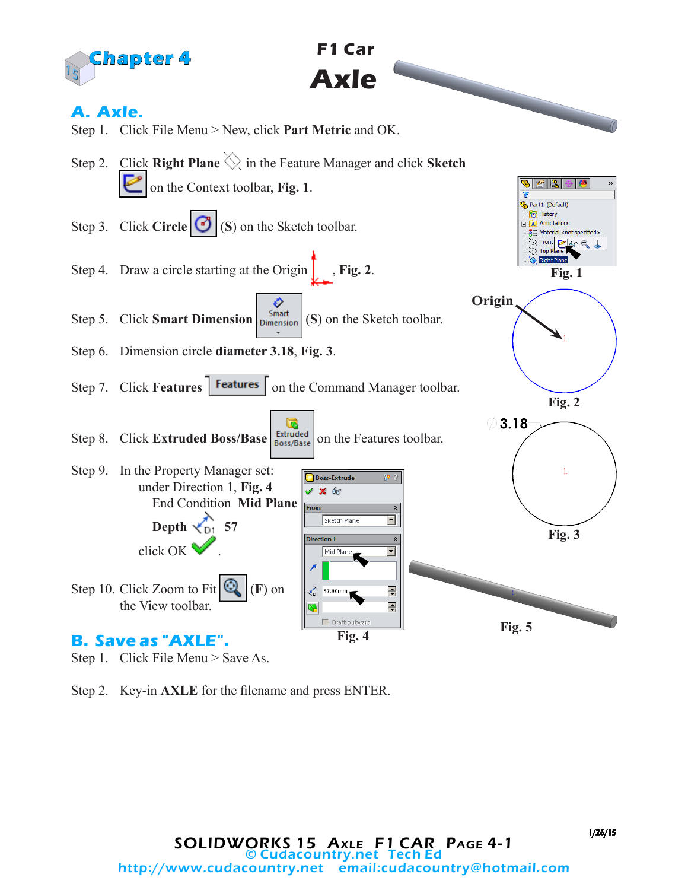# Chapter 4

## F1 Car
# Axle

## A. Axle.

Step 1. Click File Menu > New, click **Part Metric** and OK.

Step 2. Click **Right Plane** in the Feature Manager and click **Sketch** on the Context toolbar, **Fig. 1**.

Step 3. Click **Circle** (**S**) on the Sketch toolbar.

Step 4. Draw a circle starting at the Origin, **Fig. 2**.

Step 5. Click **Smart Dimension** (**S**) on the Sketch toolbar.

Step 6. Dimension circle **diameter 3.18**, **Fig. 3**.

Step 7. Click **Features** on the Command Manager toolbar.

Step 8. Click **Extruded Boss/Base** on the Features toolbar.

Step 9. In the Property Manager set:
under Direction 1, **Fig. 4**
End Condition **Mid Plane**
**Depth** 57
click OK.

Step 10. Click Zoom to Fit (**F**) on the View toolbar.

**Fig. 1**

Origin

**Fig. 2**

3.18

**Fig. 3**

Boss-Extrude
From
Sketch Plane
Direction 1
Mid Plane
57.00mm
Draft outward

**Fig. 4**

**Fig. 5**

## B. Save as "AXLE".

Step 1. Click File Menu > Save As.

Step 2. Key-in **AXLE** for the filename and press ENTER.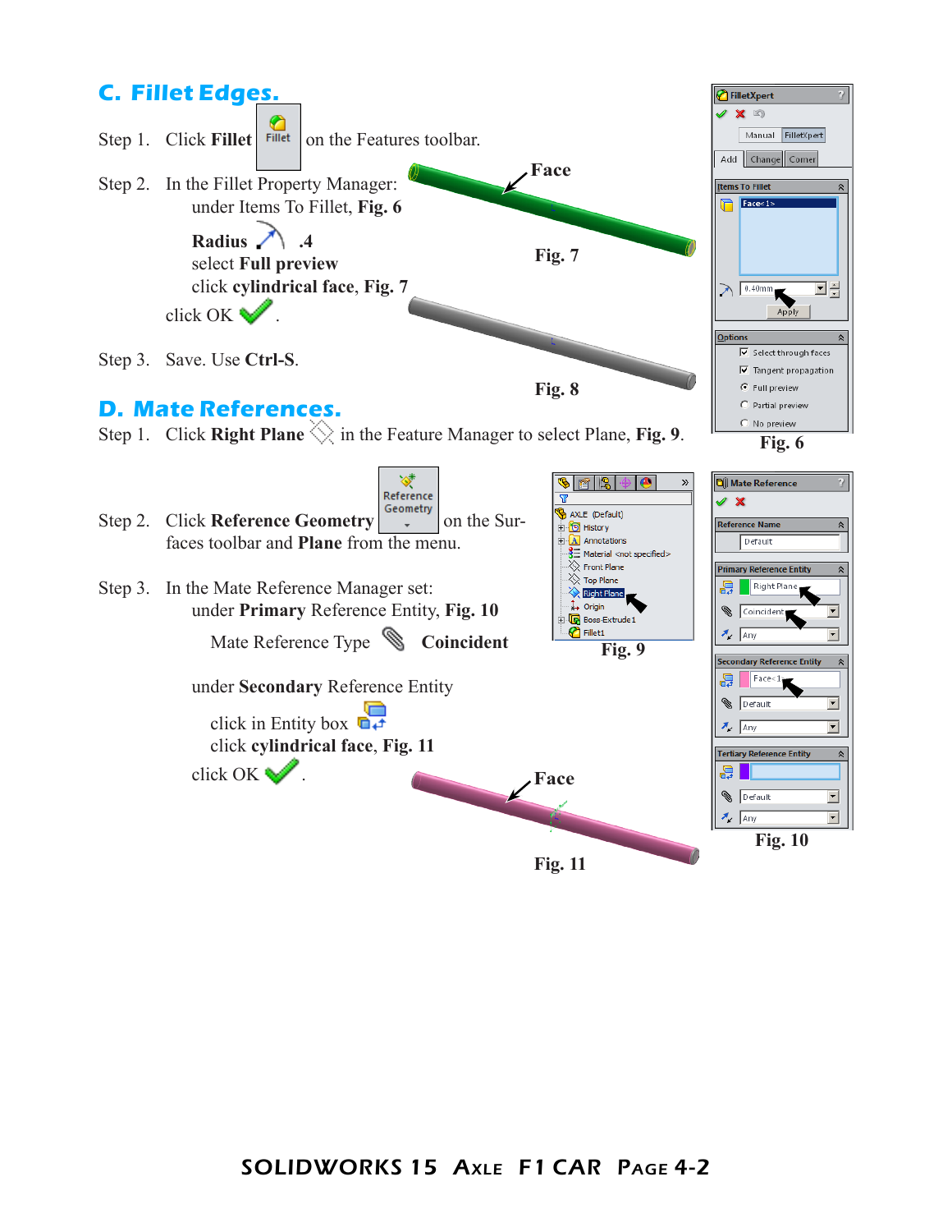## C. Fillet Edges.

Step 1. Click **Fillet** on the Features toolbar.

Step 2. In the Fillet Property Manager:
under Items To Fillet, **Fig. 6**

**Radius** **.4**
select **Full preview**
click **cylindrical face**, **Fig. 7**

click OK .

Step 3. Save. Use **Ctrl-S**.

Face

Fig. 7

Fig. 8

Fig. 6

## D. Mate References.

Step 1. Click **Right Plane** in the Feature Manager to select Plane, **Fig. 9**.

Step 2. Click **Reference Geometry** on the Surfaces toolbar and **Plane** from the menu.

Step 3. In the Mate Reference Manager set:
under **Primary** Reference Entity, **Fig. 10**

Mate Reference Type **Coincident**

under **Secondary** Reference Entity

click in Entity box
click **cylindrical face**, **Fig. 11**

click OK .

Fig. 9

Fig. 10

Face

Fig. 11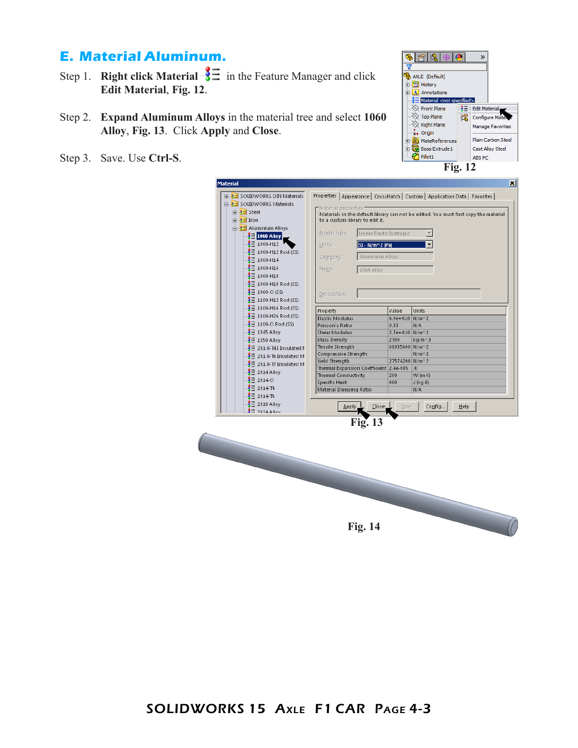## E. Material Aluminum.

Step 1. **Right click Material** in the Feature Manager and click **Edit Material**, **Fig. 12**.

Step 2. **Expand Aluminum Alloys** in the material tree and select **1060 Alloy**, **Fig. 13**. Click **Apply** and **Close**.

Step 3. Save. Use **Ctrl-S**.

Fig. 12

Fig. 13

Fig. 14